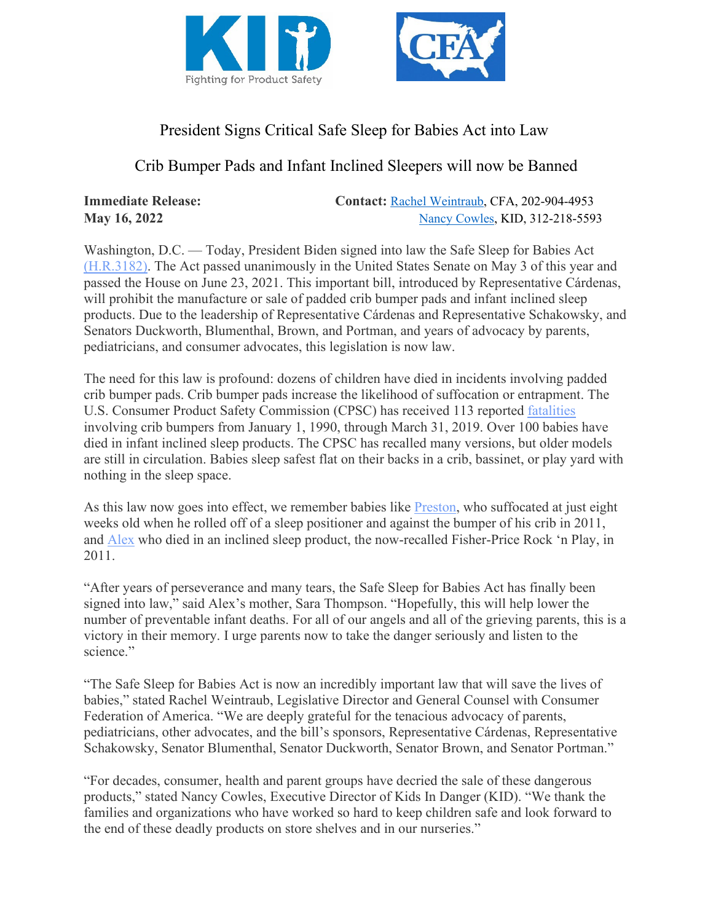KID Fighting for Product Safety

CFA

# President Signs Critical Safe Sleep for Babies Act into Law

## Crib Bumper Pads and Infant Inclined Sleepers will now be Banned

**Immediate Release:**
**May 16, 2022**

**Contact:** Rachel Weintraub, CFA, 202-904-4953
Nancy Cowles, KID, 312-218-5593

Washington, D.C. — Today, President Biden signed into law the Safe Sleep for Babies Act (H.R.3182). The Act passed unanimously in the United States Senate on May 3 of this year and passed the House on June 23, 2021. This important bill, introduced by Representative Cárdenas, will prohibit the manufacture or sale of padded crib bumper pads and infant inclined sleep products. Due to the leadership of Representative Cárdenas and Representative Schakowsky, and Senators Duckworth, Blumenthal, Brown, and Portman, and years of advocacy by parents, pediatricians, and consumer advocates, this legislation is now law.

The need for this law is profound: dozens of children have died in incidents involving padded crib bumper pads. Crib bumper pads increase the likelihood of suffocation or entrapment. The U.S. Consumer Product Safety Commission (CPSC) has received 113 reported fatalities involving crib bumpers from January 1, 1990, through March 31, 2019. Over 100 babies have died in infant inclined sleep products. The CPSC has recalled many versions, but older models are still in circulation. Babies sleep safest flat on their backs in a crib, bassinet, or play yard with nothing in the sleep space.

As this law now goes into effect, we remember babies like Preston, who suffocated at just eight weeks old when he rolled off of a sleep positioner and against the bumper of his crib in 2011, and Alex who died in an inclined sleep product, the now-recalled Fisher-Price Rock 'n Play, in 2011.

"After years of perseverance and many tears, the Safe Sleep for Babies Act has finally been signed into law," said Alex's mother, Sara Thompson. "Hopefully, this will help lower the number of preventable infant deaths. For all of our angels and all of the grieving parents, this is a victory in their memory. I urge parents now to take the danger seriously and listen to the science."

"The Safe Sleep for Babies Act is now an incredibly important law that will save the lives of babies," stated Rachel Weintraub, Legislative Director and General Counsel with Consumer Federation of America. "We are deeply grateful for the tenacious advocacy of parents, pediatricians, other advocates, and the bill's sponsors, Representative Cárdenas, Representative Schakowsky, Senator Blumenthal, Senator Duckworth, Senator Brown, and Senator Portman."

"For decades, consumer, health and parent groups have decried the sale of these dangerous products," stated Nancy Cowles, Executive Director of Kids In Danger (KID). "We thank the families and organizations who have worked so hard to keep children safe and look forward to the end of these deadly products on store shelves and in our nurseries."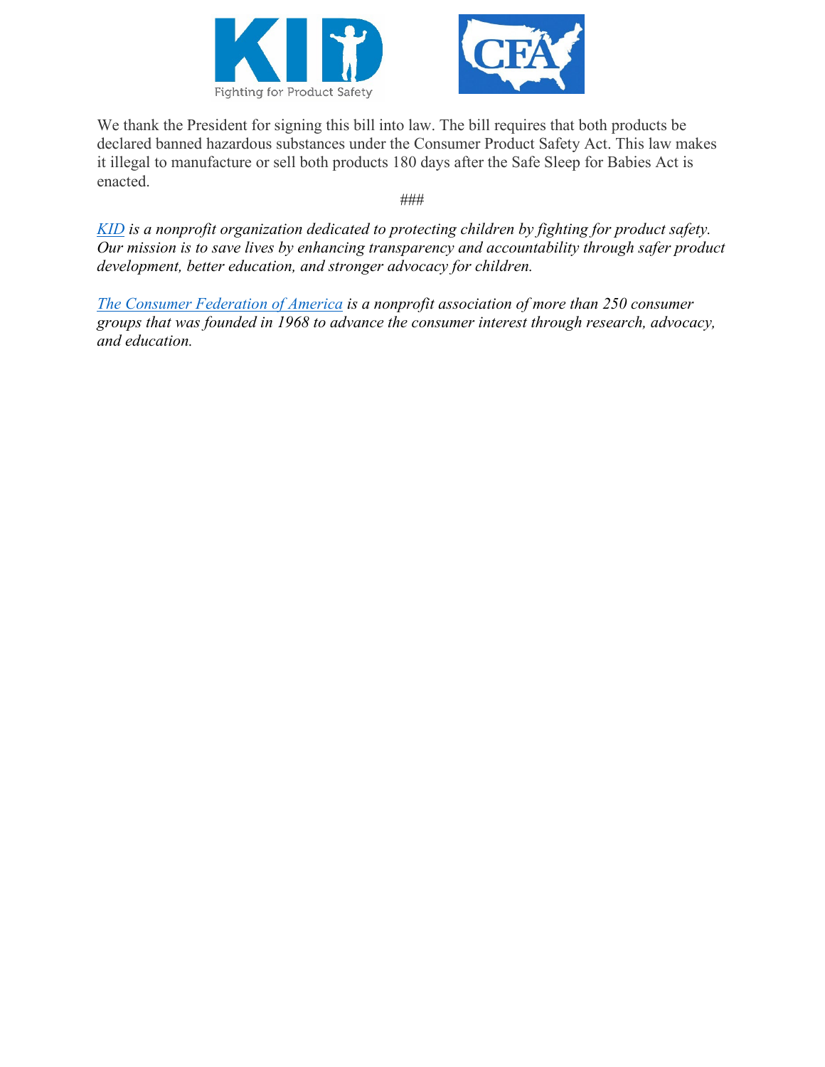We thank the President for signing this bill into law. The bill requires that both products be declared banned hazardous substances under the Consumer Product Safety Act. This law makes it illegal to manufacture or sell both products 180 days after the Safe Sleep for Babies Act is enacted.

###

*KID is a nonprofit organization dedicated to protecting children by fighting for product safety. Our mission is to save lives by enhancing transparency and accountability through safer product development, better education, and stronger advocacy for children.*

*The Consumer Federation of America is a nonprofit association of more than 250 consumer groups that was founded in 1968 to advance the consumer interest through research, advocacy, and education.*